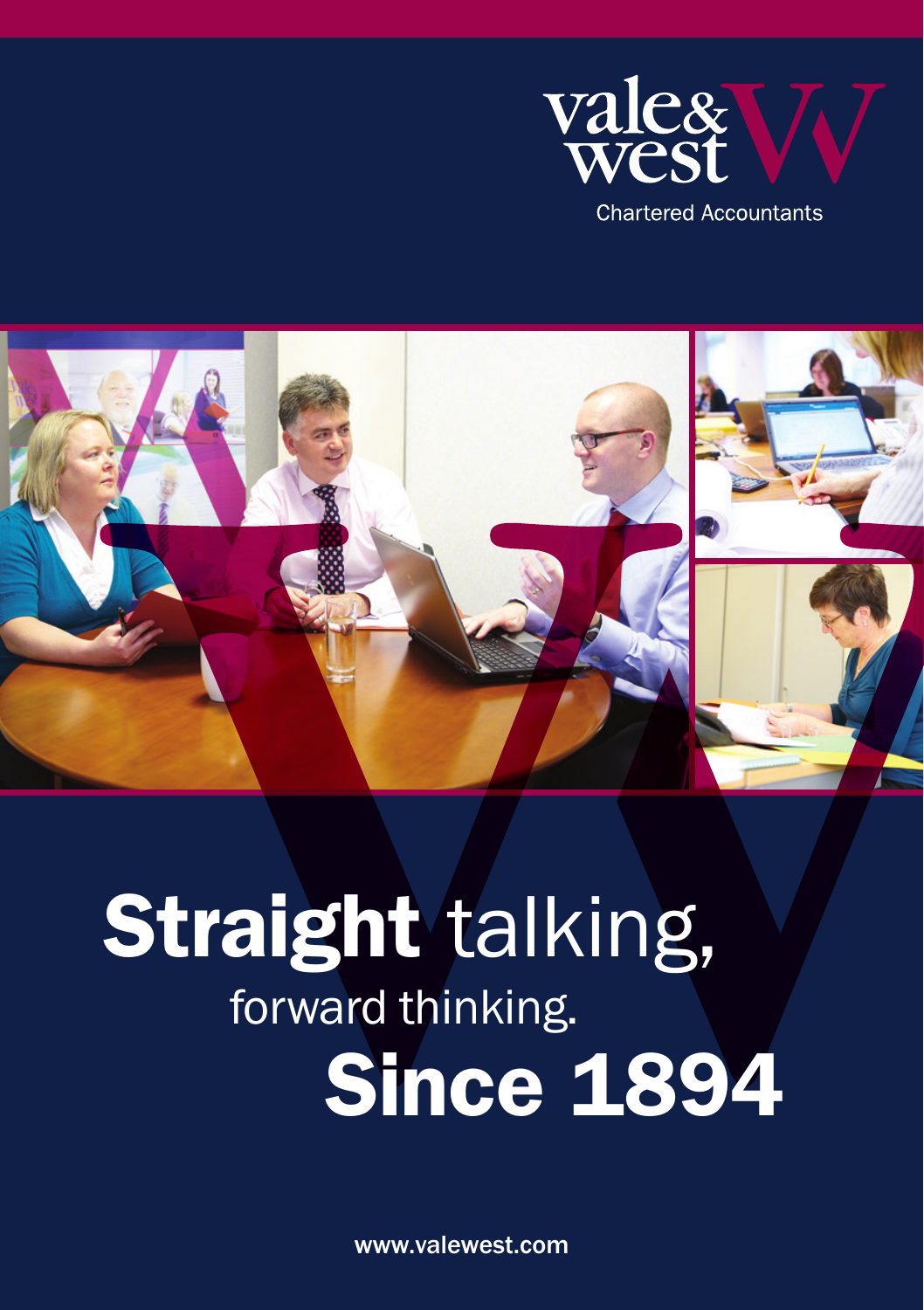vale & west

Chartered Accountants

# Straight talking, forward thinking. Since 1894

www.valewest.com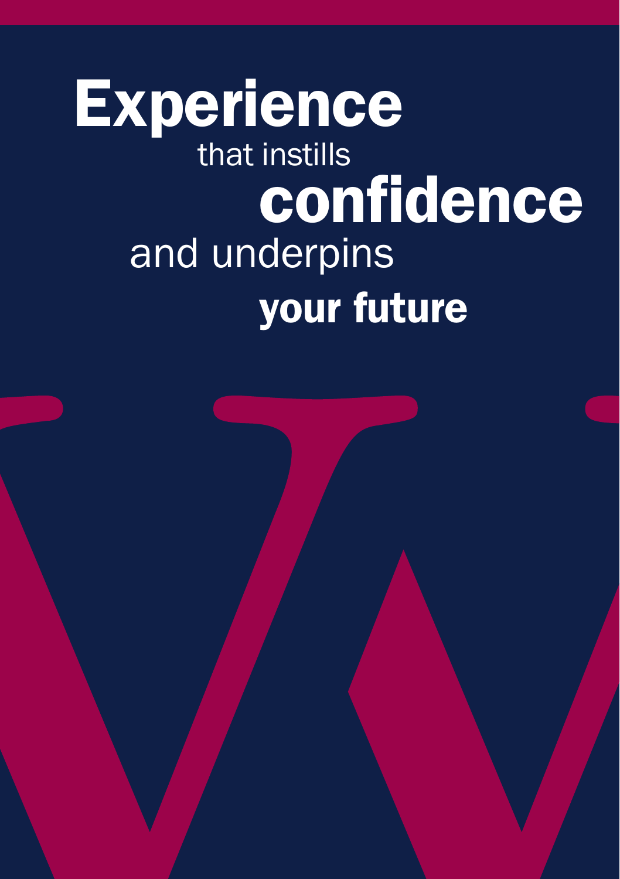# Experience

that instills

# confidence

and underpins

## your future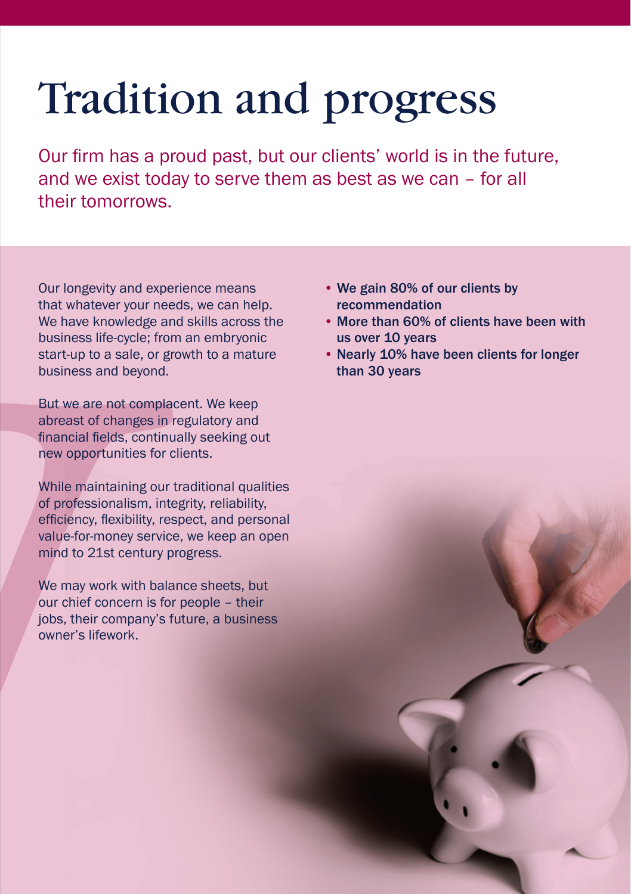# Tradition and progress

Our firm has a proud past, but our clients' world is in the future, and we exist today to serve them as best as we can – for all their tomorrows.

Our longevity and experience means that whatever your needs, we can help. We have knowledge and skills across the business life-cycle; from an embryonic start-up to a sale, or growth to a mature business and beyond.

But we are not complacent. We keep abreast of changes in regulatory and financial fields, continually seeking out new opportunities for clients.

While maintaining our traditional qualities of professionalism, integrity, reliability, efficiency, flexibility, respect, and personal value-for-money service, we keep an open mind to 21st century progress.

We may work with balance sheets, but our chief concern is for people – their jobs, their company's future, a business owner's lifework.

- **We gain 80% of our clients by recommendation**
- **More than 60% of clients have been with us over 10 years**
- **Nearly 10% have been clients for longer than 30 years**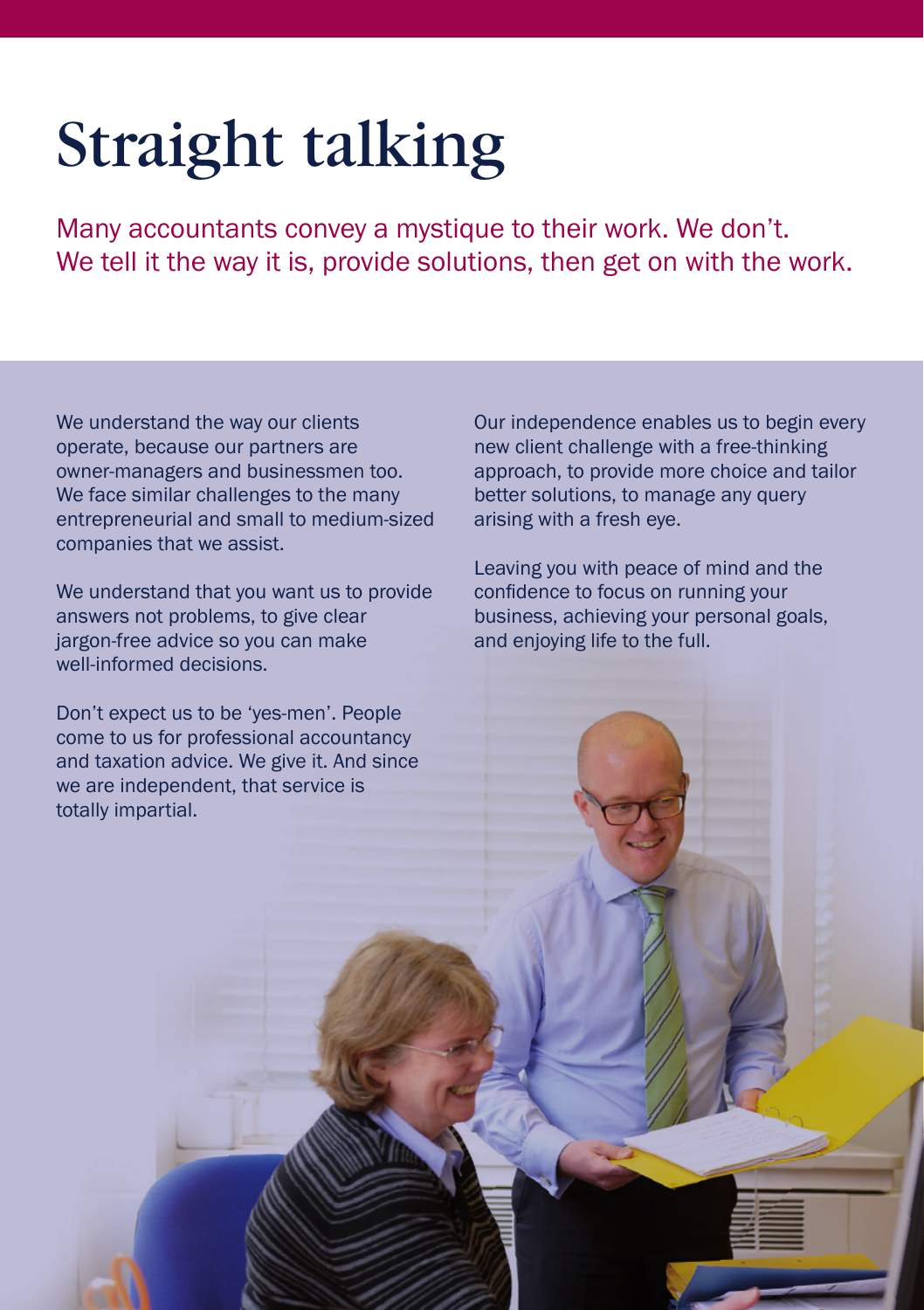# Straight talking

Many accountants convey a mystique to their work. We don't. We tell it the way it is, provide solutions, then get on with the work.

We understand the way our clients operate, because our partners are owner-managers and businessmen too. We face similar challenges to the many entrepreneurial and small to medium-sized companies that we assist.

We understand that you want us to provide answers not problems, to give clear jargon-free advice so you can make well-informed decisions.

Don't expect us to be 'yes-men'. People come to us for professional accountancy and taxation advice. We give it. And since we are independent, that service is totally impartial.

Our independence enables us to begin every new client challenge with a free-thinking approach, to provide more choice and tailor better solutions, to manage any query arising with a fresh eye.

Leaving you with peace of mind and the confidence to focus on running your business, achieving your personal goals, and enjoying life to the full.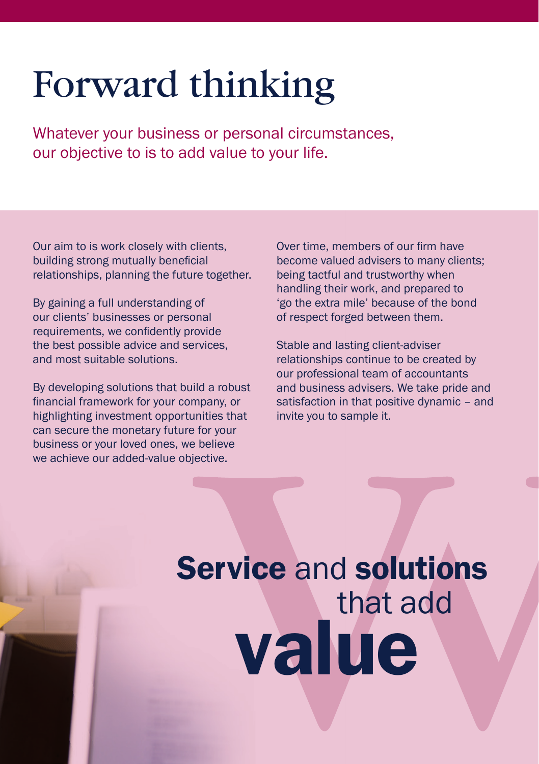# Forward thinking

Whatever your business or personal circumstances, our objective to is to add value to your life.

Our aim to is work closely with clients, building strong mutually beneficial relationships, planning the future together.

By gaining a full understanding of our clients' businesses or personal requirements, we confidently provide the best possible advice and services, and most suitable solutions.

By developing solutions that build a robust financial framework for your company, or highlighting investment opportunities that can secure the monetary future for your business or your loved ones, we believe we achieve our added-value objective.

Over time, members of our firm have become valued advisers to many clients; being tactful and trustworthy when handling their work, and prepared to 'go the extra mile' because of the bond of respect forged between them.

Stable and lasting client-adviser relationships continue to be created by our professional team of accountants and business advisers. We take pride and satisfaction in that positive dynamic – and invite you to sample it.

**Service** and **solutions** that add **value**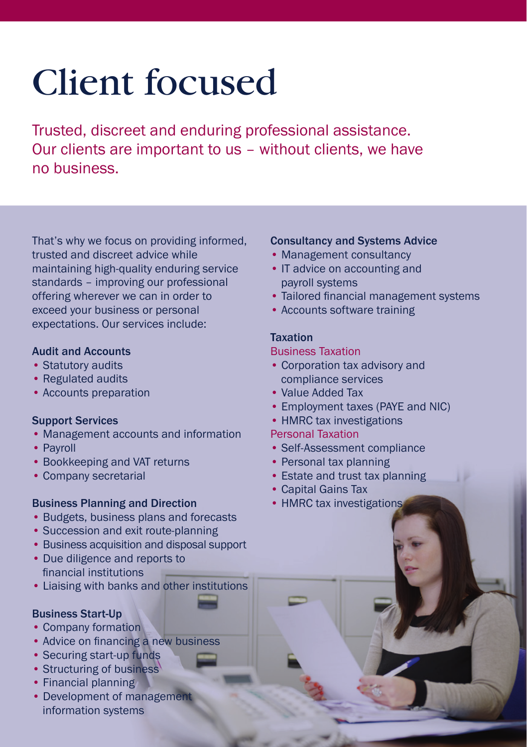# Client focused

Trusted, discreet and enduring professional assistance. Our clients are important to us – without clients, we have no business.

That's why we focus on providing informed, trusted and discreet advice while maintaining high-quality enduring service standards – improving our professional offering wherever we can in order to exceed your business or personal expectations. Our services include:

### Audit and Accounts

- Statutory audits
- Regulated audits
- Accounts preparation

### Support Services

- Management accounts and information
- Payroll
- Bookkeeping and VAT returns
- Company secretarial

### Business Planning and Direction

- Budgets, business plans and forecasts
- Succession and exit route-planning
- Business acquisition and disposal support
- Due diligence and reports to financial institutions
- Liaising with banks and other institutions

### Business Start-Up

- Company formation
- Advice on financing a new business
- Securing start-up funds
- Structuring of business
- Financial planning
- Development of management information systems

### Consultancy and Systems Advice

- Management consultancy
- IT advice on accounting and payroll systems
- Tailored financial management systems
- Accounts software training

### Taxation

#### Business Taxation

- Corporation tax advisory and compliance services
- Value Added Tax
- Employment taxes (PAYE and NIC)
- HMRC tax investigations

#### Personal Taxation

- Self-Assessment compliance
- Personal tax planning
- Estate and trust tax planning
- Capital Gains Tax
- HMRC tax investigations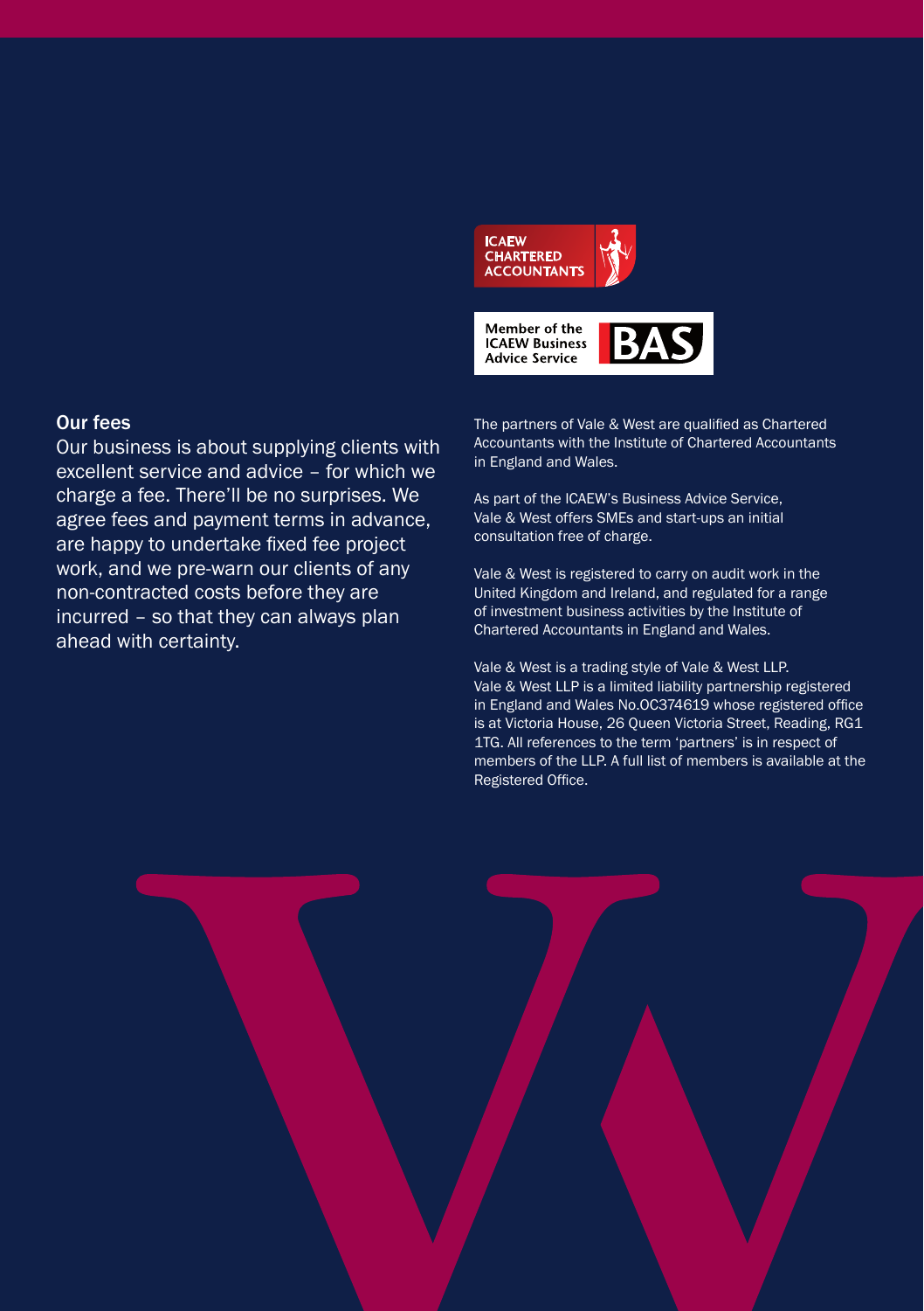## Our fees

Our business is about supplying clients with excellent service and advice – for which we charge a fee. There'll be no surprises. We agree fees and payment terms in advance, are happy to undertake fixed fee project work, and we pre-warn our clients of any non-contracted costs before they are incurred – so that they can always plan ahead with certainty.

ICAEW CHARTERED ACCOUNTANTS

Member of the ICAEW Business Advice Service BAS

The partners of Vale & West are qualified as Chartered Accountants with the Institute of Chartered Accountants in England and Wales.

As part of the ICAEW's Business Advice Service, Vale & West offers SMEs and start-ups an initial consultation free of charge.

Vale & West is registered to carry on audit work in the United Kingdom and Ireland, and regulated for a range of investment business activities by the Institute of Chartered Accountants in England and Wales.

Vale & West is a trading style of Vale & West LLP. Vale & West LLP is a limited liability partnership registered in England and Wales No.OC374619 whose registered office is at Victoria House, 26 Queen Victoria Street, Reading, RG1 1TG. All references to the term 'partners' is in respect of members of the LLP. A full list of members is available at the Registered Office.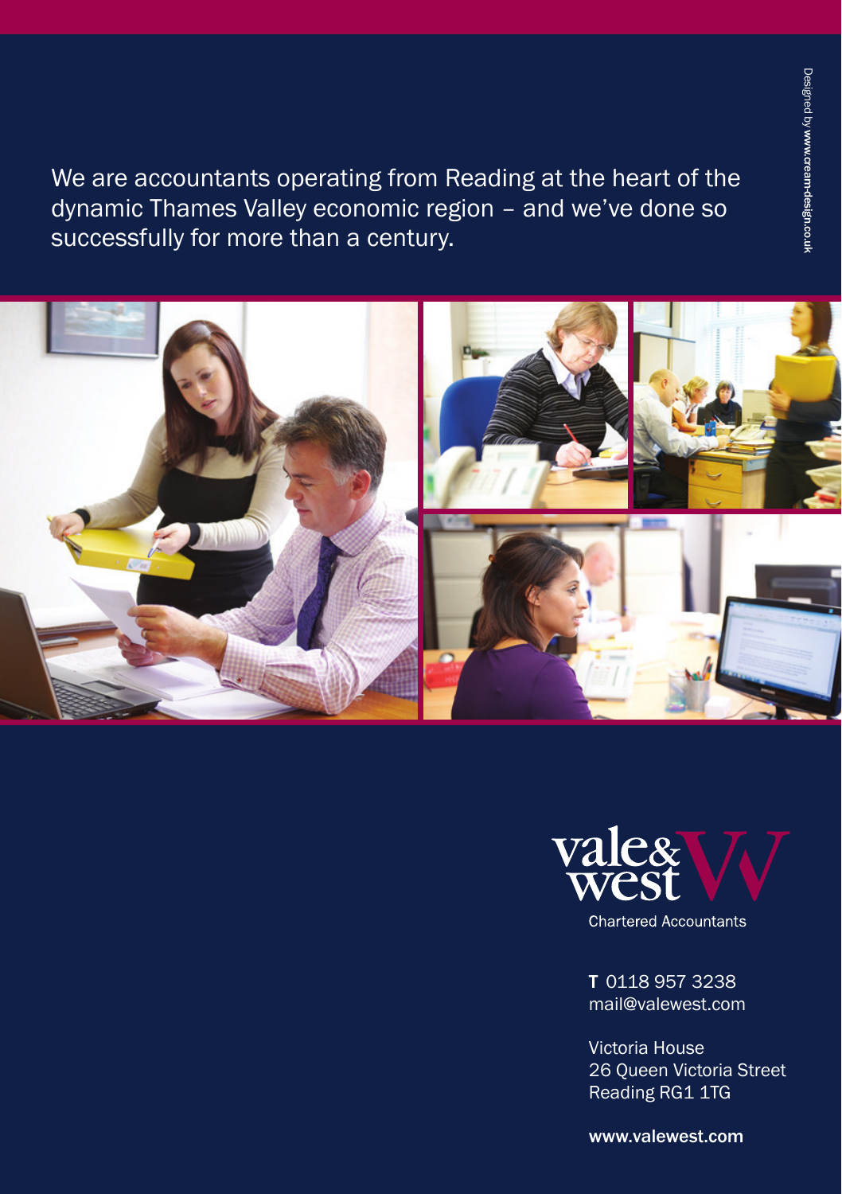We are accountants operating from Reading at the heart of the dynamic Thames Valley economic region – and we've done so successfully for more than a century.

vale & west

Chartered Accountants

**T** 0118 957 3238
mail@valewest.com

Victoria House
26 Queen Victoria Street
Reading RG1 1TG

**www.valewest.com**

Designed by **www.cream-design.co.uk**